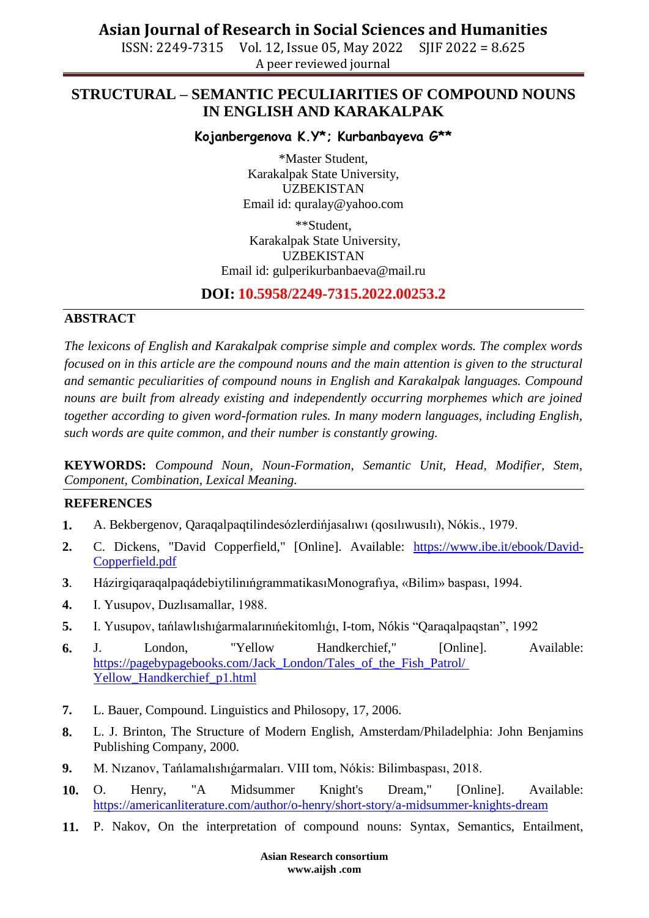# STRUCTURAL – SEMANTIC PECULIARITIES OF COMPOUND NOUNS IN ENGLISH AND KARAKALPAK

**Kojanbergenova K.Y\*; Kurbanbayeva G\*\***

\*Master Student,
Karakalpak State University,
UZBEKISTAN
Email id: quralay@yahoo.com

\*\*Student,
Karakalpak State University,
UZBEKISTAN
Email id: gulperikurbanbaeva@mail.ru

**DOI: 10.5958/2249-7315.2022.00253.2**

## ABSTRACT

*The lexicons of English and Karakalpak comprise simple and complex words. The complex words focused on in this article are the compound nouns and the main attention is given to the structural and semantic peculiarities of compound nouns in English and Karakalpak languages. Compound nouns are built from already existing and independently occurring morphemes which are joined together according to given word-formation rules. In many modern languages, including English, such words are quite common, and their number is constantly growing.*

**KEYWORDS:** *Compound Noun, Noun-Formation, Semantic Unit, Head, Modifier, Stem, Component, Combination, Lexical Meaning.*

## REFERENCES

1. A. Bekbergenov, Qaraqalpaqtilindesózlerdińjasalıwı (qosılıwusılı), Nókis., 1979.
2. C. Dickens, "David Copperfield," [Online]. Available: https://www.ibe.it/ebook/David-Copperfield.pdf
3. HázirgiqaraqalpaqádebiytilinińgrammatikasıMonografıya, «Bilim» baspası, 1994.
4. I. Yusupov, Duzlısamallar, 1988.
5. I. Yusupov, tańlawlıshıǵarmalarınıńekitomlıǵı, I-tom, Nókis "Qaraqalpaqstan", 1992
6. J. London, "Yellow Handkerchief," [Online]. Available: https://pagebypagebooks.com/Jack_London/Tales_of_the_Fish_Patrol/Yellow_Handkerchief_p1.html
7. L. Bauer, Compound. Linguistics and Philosopy, 17, 2006.
8. L. J. Brinton, The Structure of Modern English, Amsterdam/Philadelphia: John Benjamins Publishing Company, 2000.
9. M. Nızanov, Tańlamalıshıǵarmaları. VIII tom, Nókis: Bilimbaspası, 2018.
10. O. Henry, "A Midsummer Knight's Dream," [Online]. Available: https://americanliterature.com/author/o-henry/short-story/a-midsummer-knights-dream
11. P. Nakov, On the interpretation of compound nouns: Syntax, Semantics, Entailment,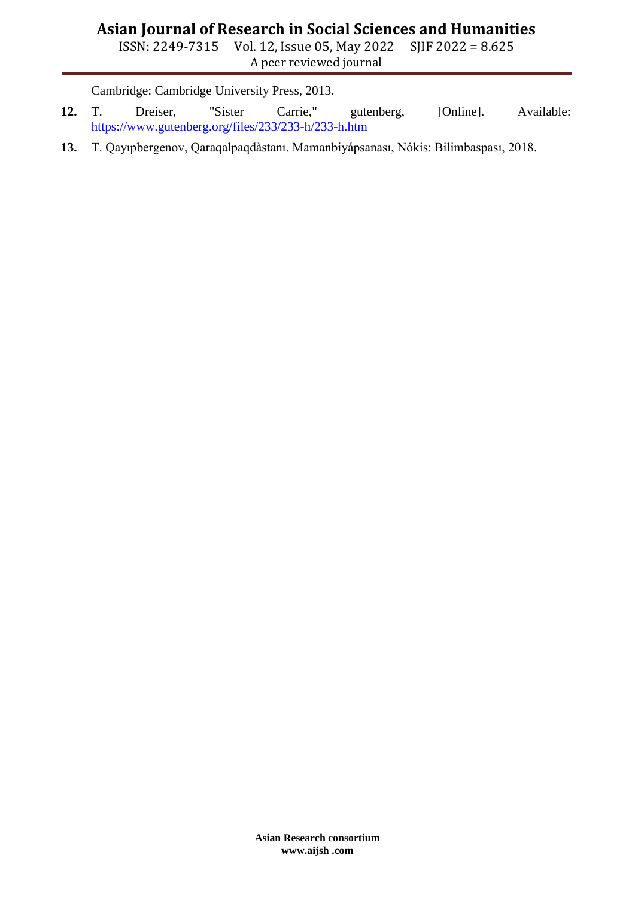Cambridge: Cambridge University Press, 2013.

**12.** T. Dreiser, "Sister Carrie," gutenberg, [Online]. Available: https://www.gutenberg.org/files/233/233-h/233-h.htm

**13.** T. Qayıpbergenov, Qaraqalpaqdàstanı. Mamanbiyápsanası, Nókis: Bilimbaspası, 2018.